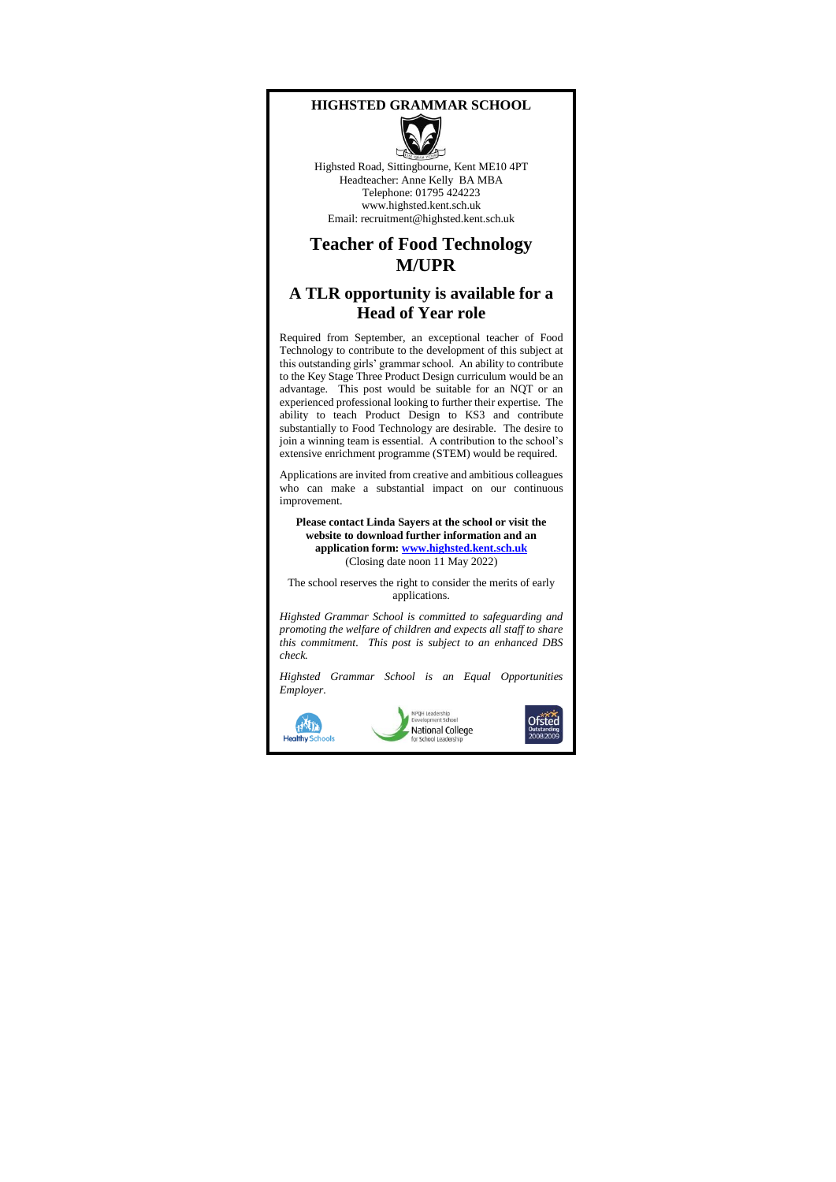# HIGHSTED GRAMMAR SCHOOL

Highsted Road, Sittingbourne, Kent ME10 4PT
Headteacher: Anne Kelly BA MBA
Telephone: 01795 424223
www.highsted.kent.sch.uk
Email: recruitment@highsted.kent.sch.uk

## Teacher of Food Technology M/UPR

## A TLR opportunity is available for a Head of Year role

Required from September, an exceptional teacher of Food Technology to contribute to the development of this subject at this outstanding girls' grammar school. An ability to contribute to the Key Stage Three Product Design curriculum would be an advantage. This post would be suitable for an NQT or an experienced professional looking to further their expertise. The ability to teach Product Design to KS3 and contribute substantially to Food Technology are desirable. The desire to join a winning team is essential. A contribution to the school's extensive enrichment programme (STEM) would be required.

Applications are invited from creative and ambitious colleagues who can make a substantial impact on our continuous improvement.

**Please contact Linda Sayers at the school or visit the website to download further information and an application form: [www.highsted.kent.sch.uk](http://www.highsted.kent.sch.uk)**
(Closing date noon 11 May 2022)

The school reserves the right to consider the merits of early applications.

*Highsted Grammar School is committed to safeguarding and promoting the welfare of children and expects all staff to share this commitment. This post is subject to an enhanced DBS check.*

*Highsted Grammar School is an Equal Opportunities Employer.*

Healthy Schools

NPQH Leadership Development School
National College for School Leadership

Ofsted Outstanding 2008/2009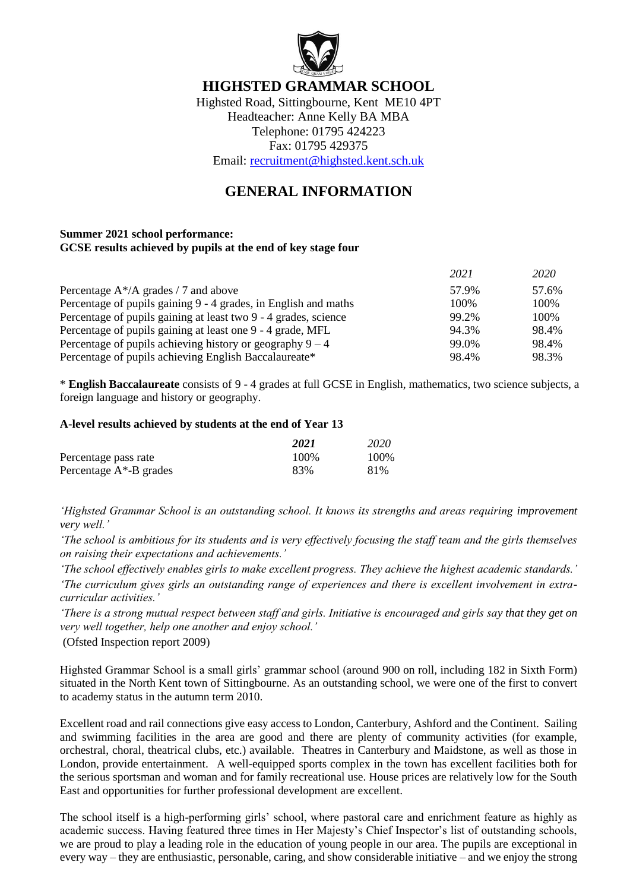# HIGHSTED GRAMMAR SCHOOL

Highsted Road, Sittingbourne, Kent ME10 4PT
Headteacher: Anne Kelly BA MBA
Telephone: 01795 424223
Fax: 01795 429375
Email: recruitment@highsted.kent.sch.uk

## GENERAL INFORMATION

**Summer 2021 school performance:**
**GCSE results achieved by pupils at the end of key stage four**

| | *2021* | *2020* |
|---|---|---|
| Percentage A*/A grades / 7 and above | 57.9% | 57.6% |
| Percentage of pupils gaining 9 - 4 grades, in English and maths | 100% | 100% |
| Percentage of pupils gaining at least two 9 - 4 grades, science | 99.2% | 100% |
| Percentage of pupils gaining at least one 9 - 4 grade, MFL | 94.3% | 98.4% |
| Percentage of pupils achieving history or geography 9 – 4 | 99.0% | 98.4% |
| Percentage of pupils achieving English Baccalaureate* | 98.4% | 98.3% |

* **English Baccalaureate** consists of 9 - 4 grades at full GCSE in English, mathematics, two science subjects, a foreign language and history or geography.

**A-level results achieved by students at the end of Year 13**

| | ***2021*** | *2020* |
|---|---|---|
| Percentage pass rate | 100% | 100% |
| Percentage A*-B grades | 83% | 81% |

*'Highsted Grammar School is an outstanding school. It knows its strengths and areas requiring improvement very well.'*

*'The school is ambitious for its students and is very effectively focusing the staff team and the girls themselves on raising their expectations and achievements.'*

*'The school effectively enables girls to make excellent progress. They achieve the highest academic standards.'*

*'The curriculum gives girls an outstanding range of experiences and there is excellent involvement in extra-curricular activities.'*

*'There is a strong mutual respect between staff and girls. Initiative is encouraged and girls say that they get on very well together, help one another and enjoy school.'*

(Ofsted Inspection report 2009)

Highsted Grammar School is a small girls' grammar school (around 900 on roll, including 182 in Sixth Form) situated in the North Kent town of Sittingbourne. As an outstanding school, we were one of the first to convert to academy status in the autumn term 2010.

Excellent road and rail connections give easy access to London, Canterbury, Ashford and the Continent. Sailing and swimming facilities in the area are good and there are plenty of community activities (for example, orchestral, choral, theatrical clubs, etc.) available. Theatres in Canterbury and Maidstone, as well as those in London, provide entertainment. A well-equipped sports complex in the town has excellent facilities both for the serious sportsman and woman and for family recreational use. House prices are relatively low for the South East and opportunities for further professional development are excellent.

The school itself is a high-performing girls' school, where pastoral care and enrichment feature as highly as academic success. Having featured three times in Her Majesty's Chief Inspector's list of outstanding schools, we are proud to play a leading role in the education of young people in our area. The pupils are exceptional in every way – they are enthusiastic, personable, caring, and show considerable initiative – and we enjoy the strong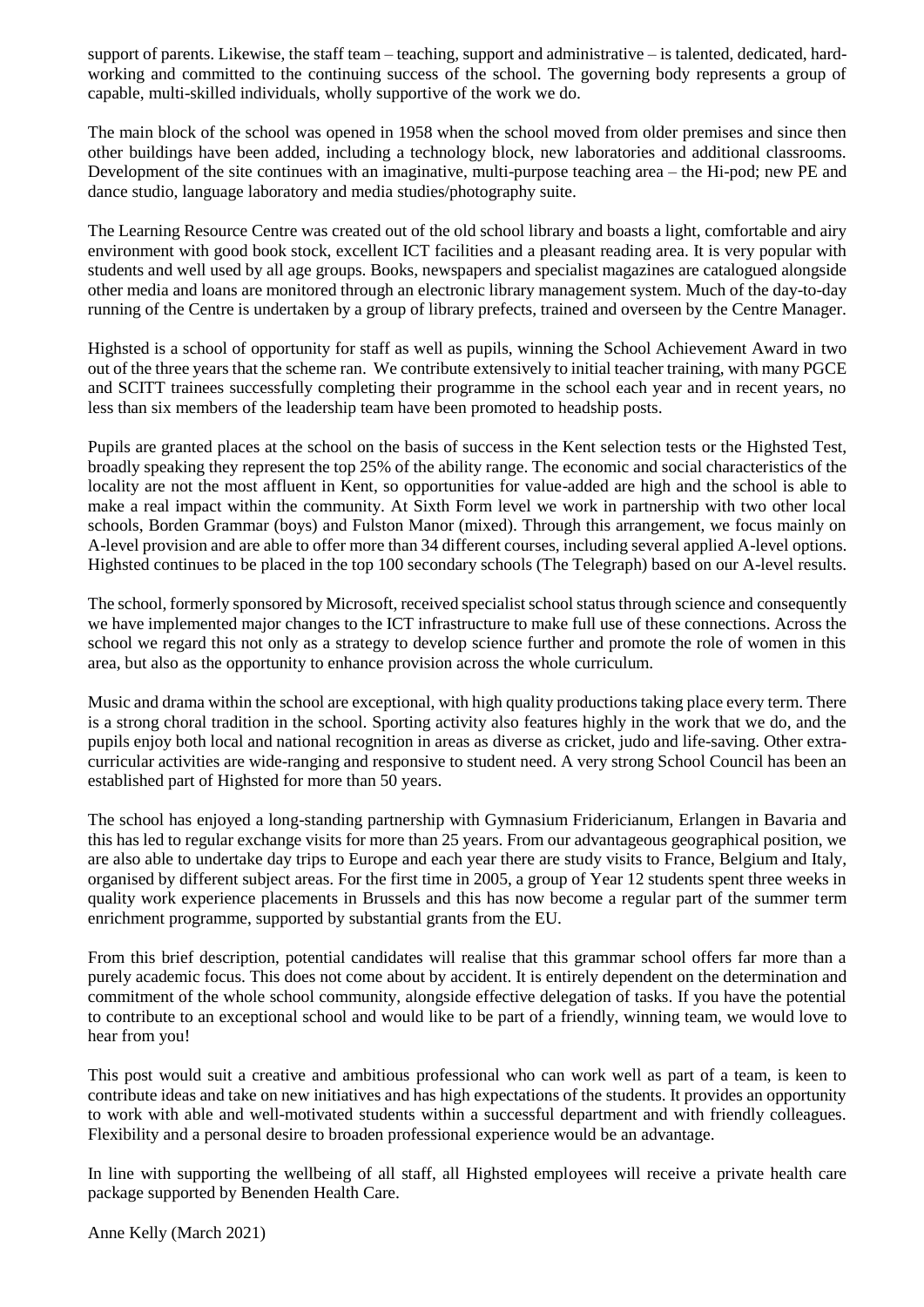support of parents. Likewise, the staff team – teaching, support and administrative – is talented, dedicated, hard-working and committed to the continuing success of the school. The governing body represents a group of capable, multi-skilled individuals, wholly supportive of the work we do.

The main block of the school was opened in 1958 when the school moved from older premises and since then other buildings have been added, including a technology block, new laboratories and additional classrooms. Development of the site continues with an imaginative, multi-purpose teaching area – the Hi-pod; new PE and dance studio, language laboratory and media studies/photography suite.

The Learning Resource Centre was created out of the old school library and boasts a light, comfortable and airy environment with good book stock, excellent ICT facilities and a pleasant reading area. It is very popular with students and well used by all age groups. Books, newspapers and specialist magazines are catalogued alongside other media and loans are monitored through an electronic library management system. Much of the day-to-day running of the Centre is undertaken by a group of library prefects, trained and overseen by the Centre Manager.

Highsted is a school of opportunity for staff as well as pupils, winning the School Achievement Award in two out of the three years that the scheme ran. We contribute extensively to initial teacher training, with many PGCE and SCITT trainees successfully completing their programme in the school each year and in recent years, no less than six members of the leadership team have been promoted to headship posts.

Pupils are granted places at the school on the basis of success in the Kent selection tests or the Highsted Test, broadly speaking they represent the top 25% of the ability range. The economic and social characteristics of the locality are not the most affluent in Kent, so opportunities for value-added are high and the school is able to make a real impact within the community. At Sixth Form level we work in partnership with two other local schools, Borden Grammar (boys) and Fulston Manor (mixed). Through this arrangement, we focus mainly on A-level provision and are able to offer more than 34 different courses, including several applied A-level options. Highsted continues to be placed in the top 100 secondary schools (The Telegraph) based on our A-level results.

The school, formerly sponsored by Microsoft, received specialist school status through science and consequently we have implemented major changes to the ICT infrastructure to make full use of these connections. Across the school we regard this not only as a strategy to develop science further and promote the role of women in this area, but also as the opportunity to enhance provision across the whole curriculum.

Music and drama within the school are exceptional, with high quality productions taking place every term. There is a strong choral tradition in the school. Sporting activity also features highly in the work that we do, and the pupils enjoy both local and national recognition in areas as diverse as cricket, judo and life-saving. Other extra-curricular activities are wide-ranging and responsive to student need. A very strong School Council has been an established part of Highsted for more than 50 years.

The school has enjoyed a long-standing partnership with Gymnasium Fridericianum, Erlangen in Bavaria and this has led to regular exchange visits for more than 25 years. From our advantageous geographical position, we are also able to undertake day trips to Europe and each year there are study visits to France, Belgium and Italy, organised by different subject areas. For the first time in 2005, a group of Year 12 students spent three weeks in quality work experience placements in Brussels and this has now become a regular part of the summer term enrichment programme, supported by substantial grants from the EU.

From this brief description, potential candidates will realise that this grammar school offers far more than a purely academic focus. This does not come about by accident. It is entirely dependent on the determination and commitment of the whole school community, alongside effective delegation of tasks. If you have the potential to contribute to an exceptional school and would like to be part of a friendly, winning team, we would love to hear from you!

This post would suit a creative and ambitious professional who can work well as part of a team, is keen to contribute ideas and take on new initiatives and has high expectations of the students. It provides an opportunity to work with able and well-motivated students within a successful department and with friendly colleagues. Flexibility and a personal desire to broaden professional experience would be an advantage.

In line with supporting the wellbeing of all staff, all Highsted employees will receive a private health care package supported by Benenden Health Care.

Anne Kelly (March 2021)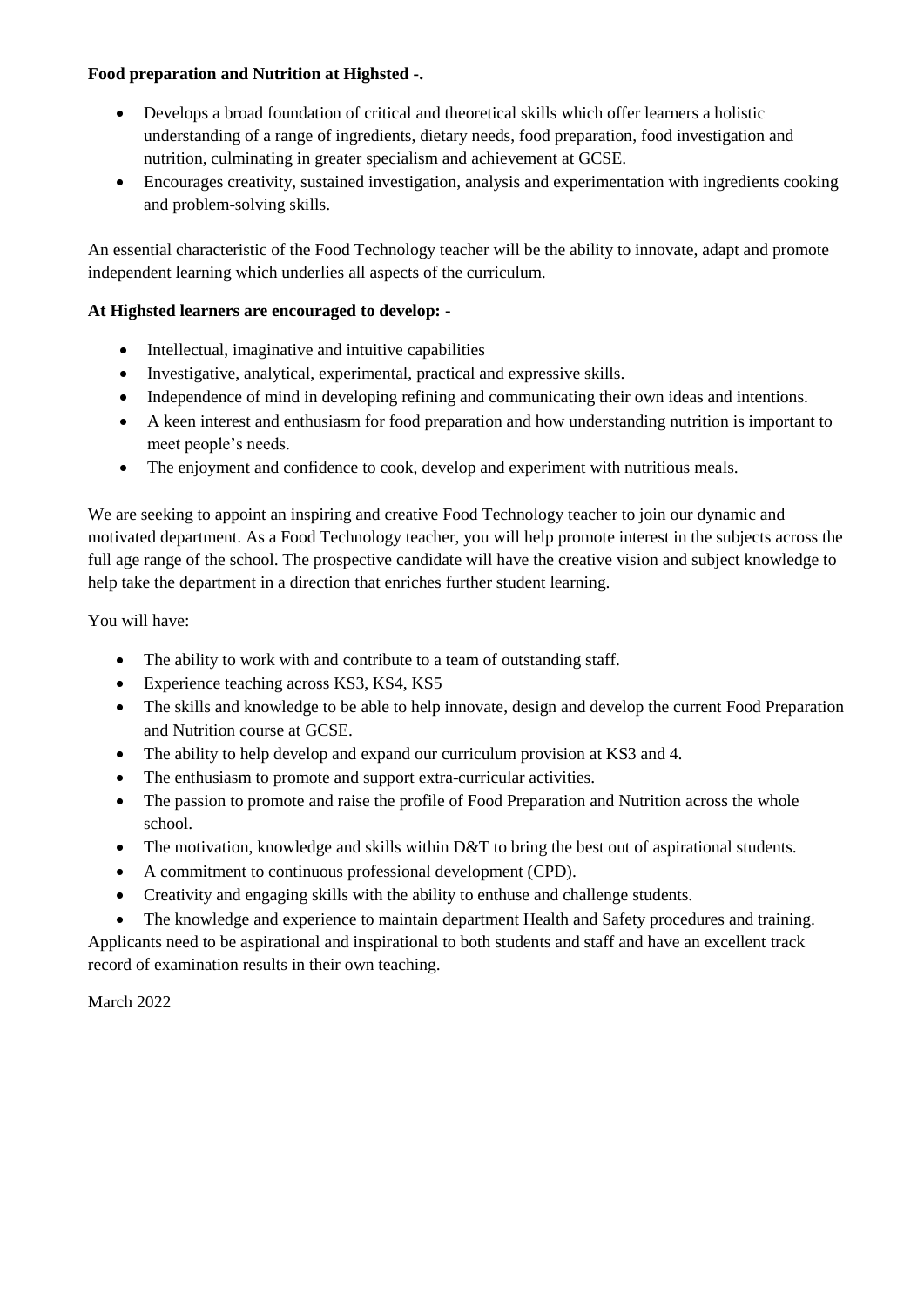**Food preparation and Nutrition at Highsted -.**

- Develops a broad foundation of critical and theoretical skills which offer learners a holistic understanding of a range of ingredients, dietary needs, food preparation, food investigation and nutrition, culminating in greater specialism and achievement at GCSE.
- Encourages creativity, sustained investigation, analysis and experimentation with ingredients cooking and problem-solving skills.

An essential characteristic of the Food Technology teacher will be the ability to innovate, adapt and promote independent learning which underlies all aspects of the curriculum.

**At Highsted learners are encouraged to develop: -**

- Intellectual, imaginative and intuitive capabilities
- Investigative, analytical, experimental, practical and expressive skills.
- Independence of mind in developing refining and communicating their own ideas and intentions.
- A keen interest and enthusiasm for food preparation and how understanding nutrition is important to meet people's needs.
- The enjoyment and confidence to cook, develop and experiment with nutritious meals.

We are seeking to appoint an inspiring and creative Food Technology teacher to join our dynamic and motivated department. As a Food Technology teacher, you will help promote interest in the subjects across the full age range of the school. The prospective candidate will have the creative vision and subject knowledge to help take the department in a direction that enriches further student learning.

You will have:

- The ability to work with and contribute to a team of outstanding staff.
- Experience teaching across KS3, KS4, KS5
- The skills and knowledge to be able to help innovate, design and develop the current Food Preparation and Nutrition course at GCSE.
- The ability to help develop and expand our curriculum provision at KS3 and 4.
- The enthusiasm to promote and support extra-curricular activities.
- The passion to promote and raise the profile of Food Preparation and Nutrition across the whole school.
- The motivation, knowledge and skills within D&T to bring the best out of aspirational students.
- A commitment to continuous professional development (CPD).
- Creativity and engaging skills with the ability to enthuse and challenge students.
- The knowledge and experience to maintain department Health and Safety procedures and training.

Applicants need to be aspirational and inspirational to both students and staff and have an excellent track record of examination results in their own teaching.

March 2022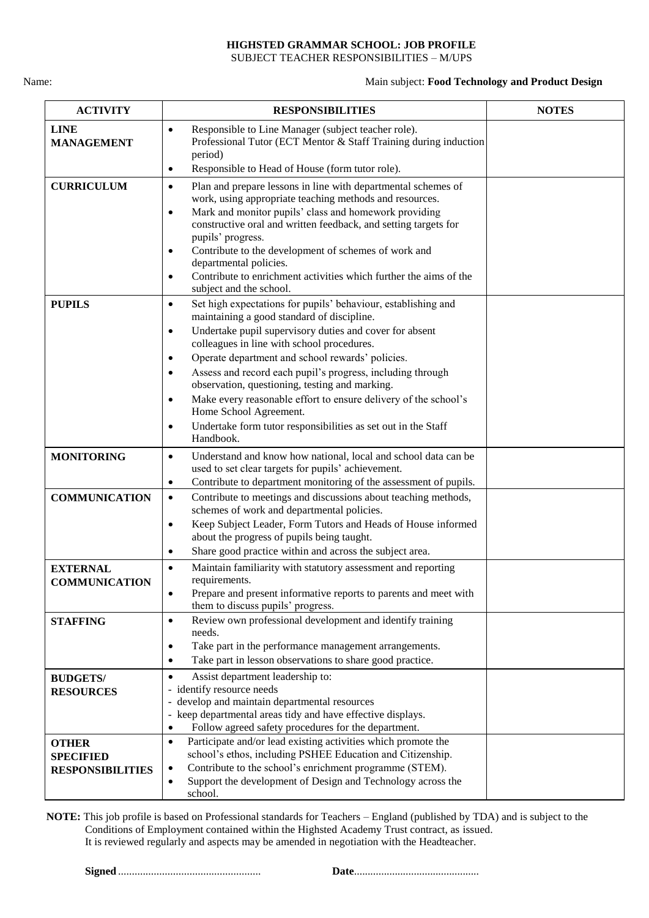**HIGHSTED GRAMMAR SCHOOL: JOB PROFILE**
SUBJECT TEACHER RESPONSIBILITIES – M/UPS

Name: Main subject: **Food Technology and Product Design**

| ACTIVITY | RESPONSIBILITIES | NOTES |
|---|---|---|
| **LINE MANAGEMENT** | • Responsible to Line Manager (subject teacher role). Professional Tutor (ECT Mentor & Staff Training during induction period)<br>• Responsible to Head of House (form tutor role). | |
| **CURRICULUM** | • Plan and prepare lessons in line with departmental schemes of work, using appropriate teaching methods and resources.<br>• Mark and monitor pupils' class and homework providing constructive oral and written feedback, and setting targets for pupils' progress.<br>• Contribute to the development of schemes of work and departmental policies.<br>• Contribute to enrichment activities which further the aims of the subject and the school. | |
| **PUPILS** | • Set high expectations for pupils' behaviour, establishing and maintaining a good standard of discipline.<br>• Undertake pupil supervisory duties and cover for absent colleagues in line with school procedures.<br>• Operate department and school rewards' policies.<br>• Assess and record each pupil's progress, including through observation, questioning, testing and marking.<br>• Make every reasonable effort to ensure delivery of the school's Home School Agreement.<br>• Undertake form tutor responsibilities as set out in the Staff Handbook. | |
| **MONITORING** | • Understand and know how national, local and school data can be used to set clear targets for pupils' achievement.<br>• Contribute to department monitoring of the assessment of pupils. | |
| **COMMUNICATION** | • Contribute to meetings and discussions about teaching methods, schemes of work and departmental policies.<br>• Keep Subject Leader, Form Tutors and Heads of House informed about the progress of pupils being taught.<br>• Share good practice within and across the subject area. | |
| **EXTERNAL COMMUNICATION** | • Maintain familiarity with statutory assessment and reporting requirements.<br>• Prepare and present informative reports to parents and meet with them to discuss pupils' progress. | |
| **STAFFING** | • Review own professional development and identify training needs.<br>• Take part in the performance management arrangements.<br>• Take part in lesson observations to share good practice. | |
| **BUDGETS/ RESOURCES** | • Assist department leadership to:<br>- identify resource needs<br>- develop and maintain departmental resources<br>- keep departmental areas tidy and have effective displays.<br>• Follow agreed safety procedures for the department. | |
| **OTHER SPECIFIED RESPONSIBILITIES** | • Participate and/or lead existing activities which promote the school's ethos, including PSHEE Education and Citizenship.<br>• Contribute to the school's enrichment programme (STEM).<br>• Support the development of Design and Technology across the school. | |

**NOTE:** This job profile is based on Professional standards for Teachers – England (published by TDA) and is subject to the Conditions of Employment contained within the Highsted Academy Trust contract, as issued.
It is reviewed regularly and aspects may be amended in negotiation with the Headteacher.

**Signed** .................................................... **Date**..............................................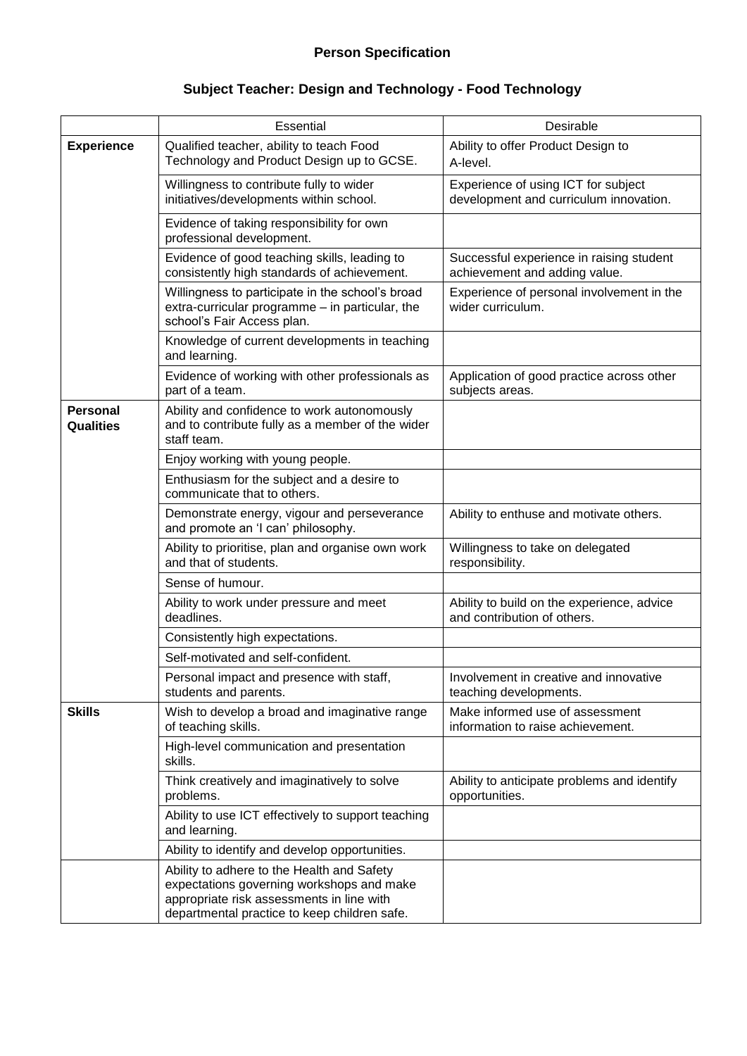## Person Specification

### Subject Teacher: Design and Technology - Food Technology

| | Essential | Desirable |
|---|---|---|
| **Experience** | Qualified teacher, ability to teach Food Technology and Product Design up to GCSE. | Ability to offer Product Design to A-level. |
| | Willingness to contribute fully to wider initiatives/developments within school. | Experience of using ICT for subject development and curriculum innovation. |
| | Evidence of taking responsibility for own professional development. | |
| | Evidence of good teaching skills, leading to consistently high standards of achievement. | Successful experience in raising student achievement and adding value. |
| | Willingness to participate in the school's broad extra-curricular programme – in particular, the school's Fair Access plan. | Experience of personal involvement in the wider curriculum. |
| | Knowledge of current developments in teaching and learning. | |
| | Evidence of working with other professionals as part of a team. | Application of good practice across other subjects areas. |
| **Personal Qualities** | Ability and confidence to work autonomously and to contribute fully as a member of the wider staff team. | |
| | Enjoy working with young people. | |
| | Enthusiasm for the subject and a desire to communicate that to others. | |
| | Demonstrate energy, vigour and perseverance and promote an 'I can' philosophy. | Ability to enthuse and motivate others. |
| | Ability to prioritise, plan and organise own work and that of students. | Willingness to take on delegated responsibility. |
| | Sense of humour. | |
| | Ability to work under pressure and meet deadlines. | Ability to build on the experience, advice and contribution of others. |
| | Consistently high expectations. | |
| | Self-motivated and self-confident. | |
| | Personal impact and presence with staff, students and parents. | Involvement in creative and innovative teaching developments. |
| **Skills** | Wish to develop a broad and imaginative range of teaching skills. | Make informed use of assessment information to raise achievement. |
| | High-level communication and presentation skills. | |
| | Think creatively and imaginatively to solve problems. | Ability to anticipate problems and identify opportunities. |
| | Ability to use ICT effectively to support teaching and learning. | |
| | Ability to identify and develop opportunities. | |
| | Ability to adhere to the Health and Safety expectations governing workshops and make appropriate risk assessments in line with departmental practice to keep children safe. | |